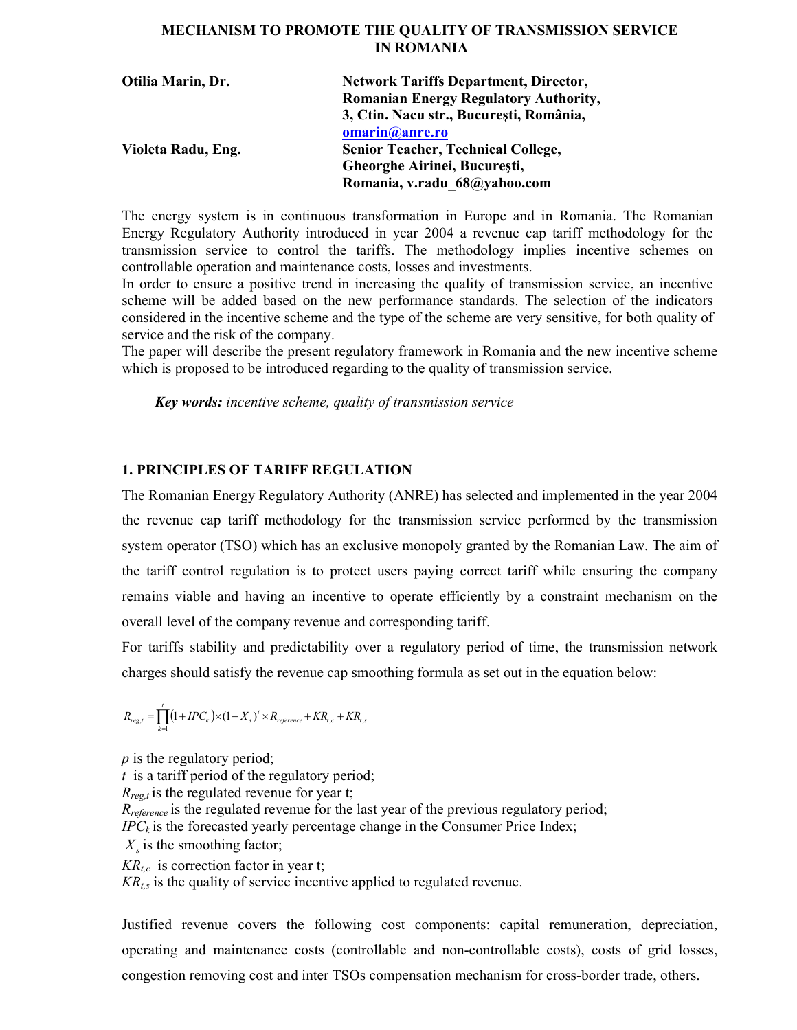# MECHANISM TO PROMOTE THE QUALITY OF TRANSMISSION SERVICE IN ROMANIA

| | |
|---|---|
| **Otilia Marin, Dr.** | **Network Tariffs Department, Director, Romanian Energy Regulatory Authority, 3, Ctin. Nacu str., Bucureşti, România, omarin@anre.ro** |
| **Violeta Radu, Eng.** | **Senior Teacher, Technical College, Gheorghe Airinei, Bucureşti, Romania, v.radu_68@yahoo.com** |

The energy system is in continuous transformation in Europe and in Romania. The Romanian Energy Regulatory Authority introduced in year 2004 a revenue cap tariff methodology for the transmission service to control the tariffs. The methodology implies incentive schemes on controllable operation and maintenance costs, losses and investments.

In order to ensure a positive trend in increasing the quality of transmission service, an incentive scheme will be added based on the new performance standards. The selection of the indicators considered in the incentive scheme and the type of the scheme are very sensitive, for both quality of service and the risk of the company.

The paper will describe the present regulatory framework in Romania and the new incentive scheme which is proposed to be introduced regarding to the quality of transmission service.

***Key words:*** *incentive scheme, quality of transmission service*

## 1. PRINCIPLES OF TARIFF REGULATION

The Romanian Energy Regulatory Authority (ANRE) has selected and implemented in the year 2004 the revenue cap tariff methodology for the transmission service performed by the transmission system operator (TSO) which has an exclusive monopoly granted by the Romanian Law. The aim of the tariff control regulation is to protect users paying correct tariff while ensuring the company remains viable and having an incentive to operate efficiently by a constraint mechanism on the overall level of the company revenue and corresponding tariff.

For tariffs stability and predictability over a regulatory period of time, the transmission network charges should satisfy the revenue cap smoothing formula as set out in the equation below:

$$R_{reg,t} = \prod_{k=1}^{t}(1 + IPC_k) \times (1 - X_s)^t \times R_{reference} + KR_{t,c} + KR_{t,s}$$

$p$ is the regulatory period;  
$t$ is a tariff period of the regulatory period;  
$R_{reg,t}$ is the regulated revenue for year t;  
$R_{reference}$ is the regulated revenue for the last year of the previous regulatory period;  
$IPC_k$ is the forecasted yearly percentage change in the Consumer Price Index;  
$X_s$ is the smoothing factor;  
$KR_{t,c}$ is correction factor in year t;  
$KR_{t,s}$ is the quality of service incentive applied to regulated revenue.

Justified revenue covers the following cost components: capital remuneration, depreciation, operating and maintenance costs (controllable and non-controllable costs), costs of grid losses, congestion removing cost and inter TSOs compensation mechanism for cross-border trade, others.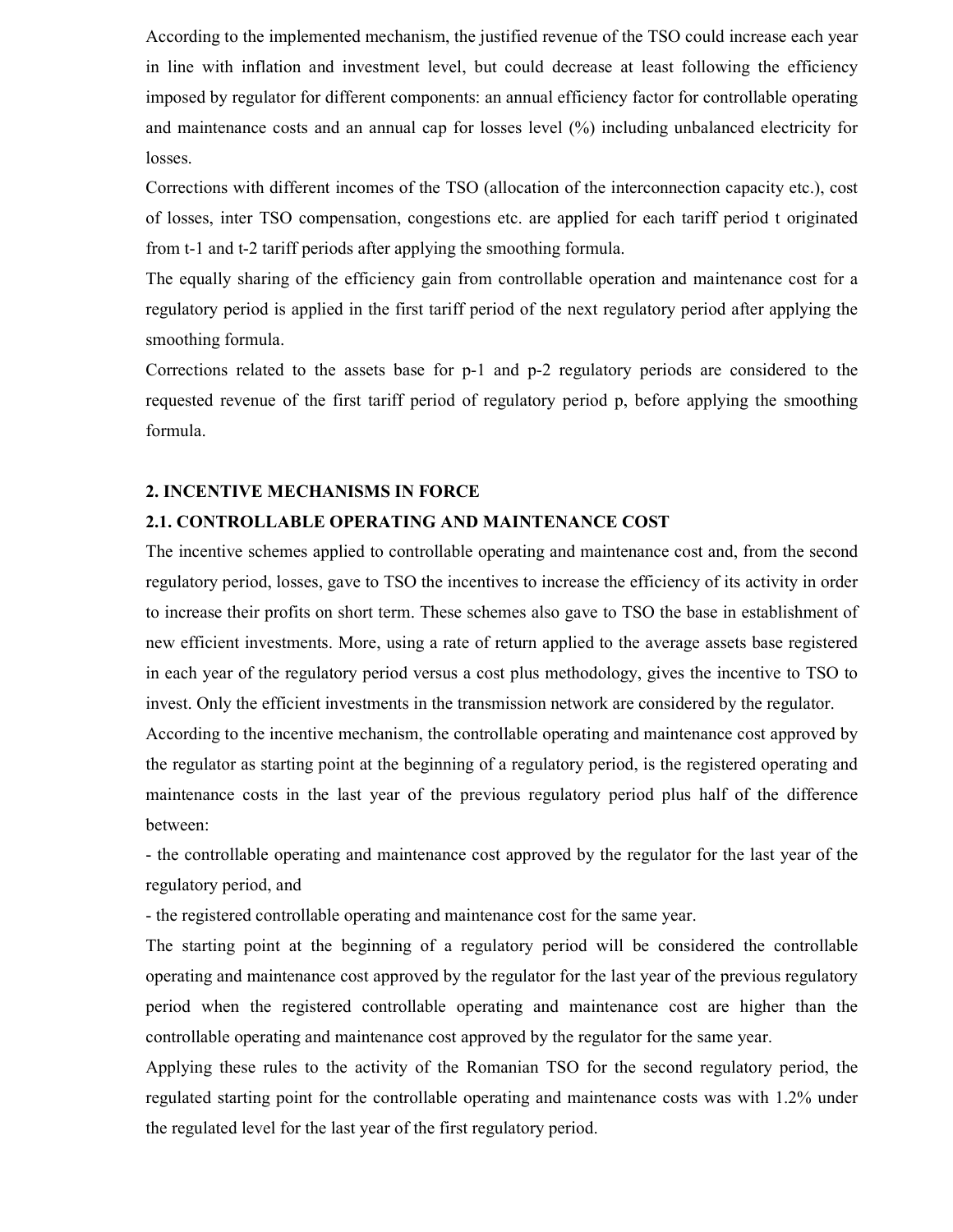According to the implemented mechanism, the justified revenue of the TSO could increase each year in line with inflation and investment level, but could decrease at least following the efficiency imposed by regulator for different components: an annual efficiency factor for controllable operating and maintenance costs and an annual cap for losses level (%) including unbalanced electricity for losses.

Corrections with different incomes of the TSO (allocation of the interconnection capacity etc.), cost of losses, inter TSO compensation, congestions etc. are applied for each tariff period t originated from t-1 and t-2 tariff periods after applying the smoothing formula.

The equally sharing of the efficiency gain from controllable operation and maintenance cost for a regulatory period is applied in the first tariff period of the next regulatory period after applying the smoothing formula.

Corrections related to the assets base for p-1 and p-2 regulatory periods are considered to the requested revenue of the first tariff period of regulatory period p, before applying the smoothing formula.

## 2. INCENTIVE MECHANISMS IN FORCE

### 2.1. CONTROLLABLE OPERATING AND MAINTENANCE COST

The incentive schemes applied to controllable operating and maintenance cost and, from the second regulatory period, losses, gave to TSO the incentives to increase the efficiency of its activity in order to increase their profits on short term. These schemes also gave to TSO the base in establishment of new efficient investments. More, using a rate of return applied to the average assets base registered in each year of the regulatory period versus a cost plus methodology, gives the incentive to TSO to invest. Only the efficient investments in the transmission network are considered by the regulator.

According to the incentive mechanism, the controllable operating and maintenance cost approved by the regulator as starting point at the beginning of a regulatory period, is the registered operating and maintenance costs in the last year of the previous regulatory period plus half of the difference between:

- the controllable operating and maintenance cost approved by the regulator for the last year of the regulatory period, and
- the registered controllable operating and maintenance cost for the same year.

The starting point at the beginning of a regulatory period will be considered the controllable operating and maintenance cost approved by the regulator for the last year of the previous regulatory period when the registered controllable operating and maintenance cost are higher than the controllable operating and maintenance cost approved by the regulator for the same year.

Applying these rules to the activity of the Romanian TSO for the second regulatory period, the regulated starting point for the controllable operating and maintenance costs was with 1.2% under the regulated level for the last year of the first regulatory period.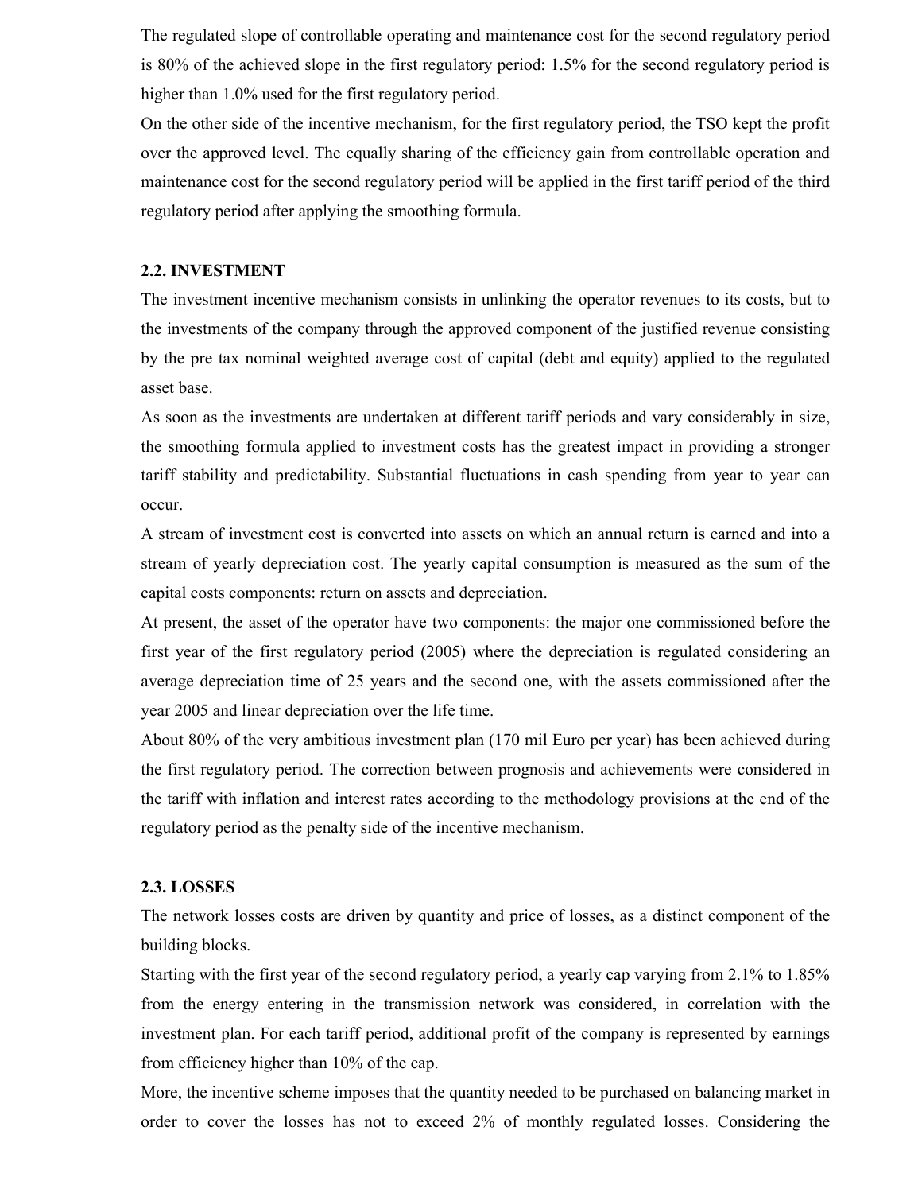The regulated slope of controllable operating and maintenance cost for the second regulatory period is 80% of the achieved slope in the first regulatory period: 1.5% for the second regulatory period is higher than 1.0% used for the first regulatory period.

On the other side of the incentive mechanism, for the first regulatory period, the TSO kept the profit over the approved level. The equally sharing of the efficiency gain from controllable operation and maintenance cost for the second regulatory period will be applied in the first tariff period of the third regulatory period after applying the smoothing formula.

## 2.2. INVESTMENT

The investment incentive mechanism consists in unlinking the operator revenues to its costs, but to the investments of the company through the approved component of the justified revenue consisting by the pre tax nominal weighted average cost of capital (debt and equity) applied to the regulated asset base.

As soon as the investments are undertaken at different tariff periods and vary considerably in size, the smoothing formula applied to investment costs has the greatest impact in providing a stronger tariff stability and predictability. Substantial fluctuations in cash spending from year to year can occur.

A stream of investment cost is converted into assets on which an annual return is earned and into a stream of yearly depreciation cost. The yearly capital consumption is measured as the sum of the capital costs components: return on assets and depreciation.

At present, the asset of the operator have two components: the major one commissioned before the first year of the first regulatory period (2005) where the depreciation is regulated considering an average depreciation time of 25 years and the second one, with the assets commissioned after the year 2005 and linear depreciation over the life time.

About 80% of the very ambitious investment plan (170 mil Euro per year) has been achieved during the first regulatory period. The correction between prognosis and achievements were considered in the tariff with inflation and interest rates according to the methodology provisions at the end of the regulatory period as the penalty side of the incentive mechanism.

## 2.3. LOSSES

The network losses costs are driven by quantity and price of losses, as a distinct component of the building blocks.

Starting with the first year of the second regulatory period, a yearly cap varying from 2.1% to 1.85% from the energy entering in the transmission network was considered, in correlation with the investment plan. For each tariff period, additional profit of the company is represented by earnings from efficiency higher than 10% of the cap.

More, the incentive scheme imposes that the quantity needed to be purchased on balancing market in order to cover the losses has not to exceed 2% of monthly regulated losses. Considering the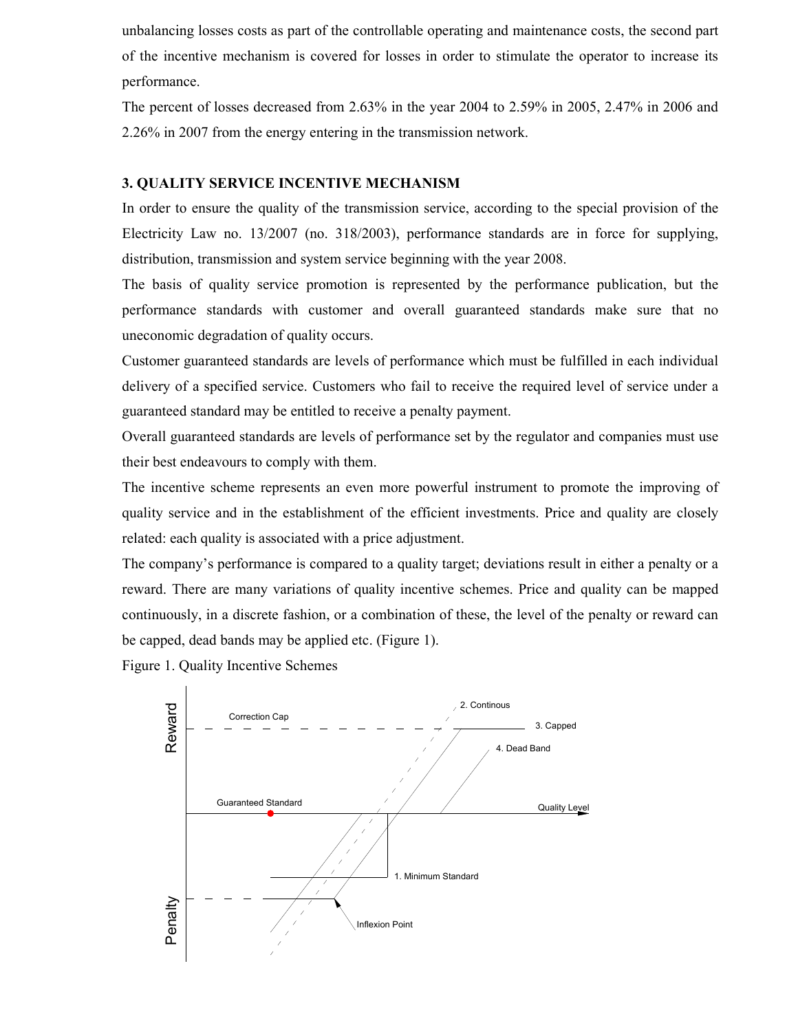unbalancing losses costs as part of the controllable operating and maintenance costs, the second part of the incentive mechanism is covered for losses in order to stimulate the operator to increase its performance.

The percent of losses decreased from 2.63% in the year 2004 to 2.59% in 2005, 2.47% in 2006 and 2.26% in 2007 from the energy entering in the transmission network.

## 3. QUALITY SERVICE INCENTIVE MECHANISM

In order to ensure the quality of the transmission service, according to the special provision of the Electricity Law no. 13/2007 (no. 318/2003), performance standards are in force for supplying, distribution, transmission and system service beginning with the year 2008.

The basis of quality service promotion is represented by the performance publication, but the performance standards with customer and overall guaranteed standards make sure that no uneconomic degradation of quality occurs.

Customer guaranteed standards are levels of performance which must be fulfilled in each individual delivery of a specified service. Customers who fail to receive the required level of service under a guaranteed standard may be entitled to receive a penalty payment.

Overall guaranteed standards are levels of performance set by the regulator and companies must use their best endeavours to comply with them.

The incentive scheme represents an even more powerful instrument to promote the improving of quality service and in the establishment of the efficient investments. Price and quality are closely related: each quality is associated with a price adjustment.

The company's performance is compared to a quality target; deviations result in either a penalty or a reward. There are many variations of quality incentive schemes. Price and quality can be mapped continuously, in a discrete fashion, or a combination of these, the level of the penalty or reward can be capped, dead bands may be applied etc. (Figure 1).

Figure 1. Quality Incentive Schemes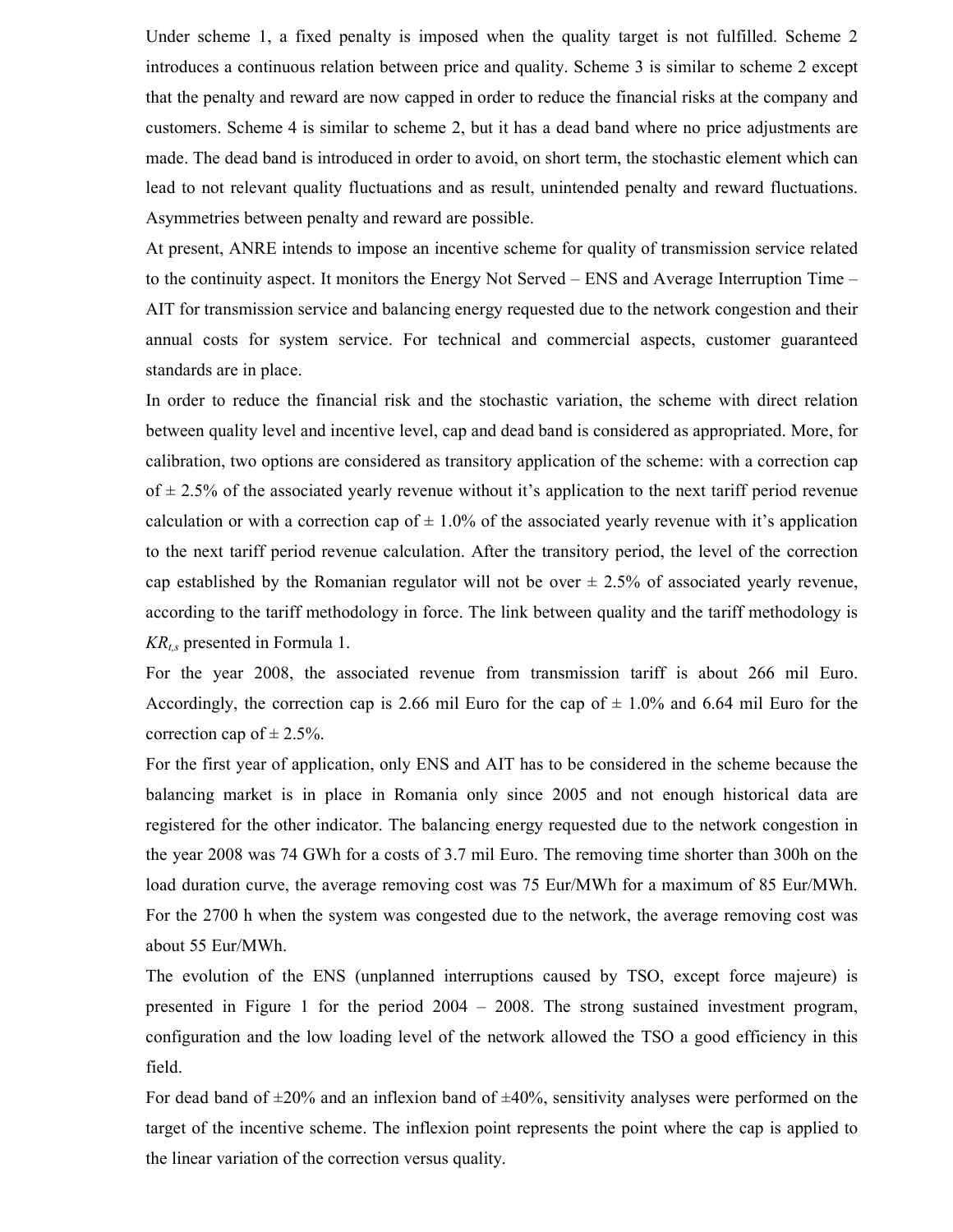Under scheme 1, a fixed penalty is imposed when the quality target is not fulfilled. Scheme 2 introduces a continuous relation between price and quality. Scheme 3 is similar to scheme 2 except that the penalty and reward are now capped in order to reduce the financial risks at the company and customers. Scheme 4 is similar to scheme 2, but it has a dead band where no price adjustments are made. The dead band is introduced in order to avoid, on short term, the stochastic element which can lead to not relevant quality fluctuations and as result, unintended penalty and reward fluctuations. Asymmetries between penalty and reward are possible.

At present, ANRE intends to impose an incentive scheme for quality of transmission service related to the continuity aspect. It monitors the Energy Not Served – ENS and Average Interruption Time – AIT for transmission service and balancing energy requested due to the network congestion and their annual costs for system service. For technical and commercial aspects, customer guaranteed standards are in place.

In order to reduce the financial risk and the stochastic variation, the scheme with direct relation between quality level and incentive level, cap and dead band is considered as appropriated. More, for calibration, two options are considered as transitory application of the scheme: with a correction cap of ± 2.5% of the associated yearly revenue without it's application to the next tariff period revenue calculation or with a correction cap of ± 1.0% of the associated yearly revenue with it's application to the next tariff period revenue calculation. After the transitory period, the level of the correction cap established by the Romanian regulator will not be over ± 2.5% of associated yearly revenue, according to the tariff methodology in force. The link between quality and the tariff methodology is $KR_{t,s}$ presented in Formula 1.

For the year 2008, the associated revenue from transmission tariff is about 266 mil Euro. Accordingly, the correction cap is 2.66 mil Euro for the cap of ± 1.0% and 6.64 mil Euro for the correction cap of ± 2.5%.

For the first year of application, only ENS and AIT has to be considered in the scheme because the balancing market is in place in Romania only since 2005 and not enough historical data are registered for the other indicator. The balancing energy requested due to the network congestion in the year 2008 was 74 GWh for a costs of 3.7 mil Euro. The removing time shorter than 300h on the load duration curve, the average removing cost was 75 Eur/MWh for a maximum of 85 Eur/MWh. For the 2700 h when the system was congested due to the network, the average removing cost was about 55 Eur/MWh.

The evolution of the ENS (unplanned interruptions caused by TSO, except force majeure) is presented in Figure 1 for the period 2004 – 2008. The strong sustained investment program, configuration and the low loading level of the network allowed the TSO a good efficiency in this field.

For dead band of ±20% and an inflexion band of ±40%, sensitivity analyses were performed on the target of the incentive scheme. The inflexion point represents the point where the cap is applied to the linear variation of the correction versus quality.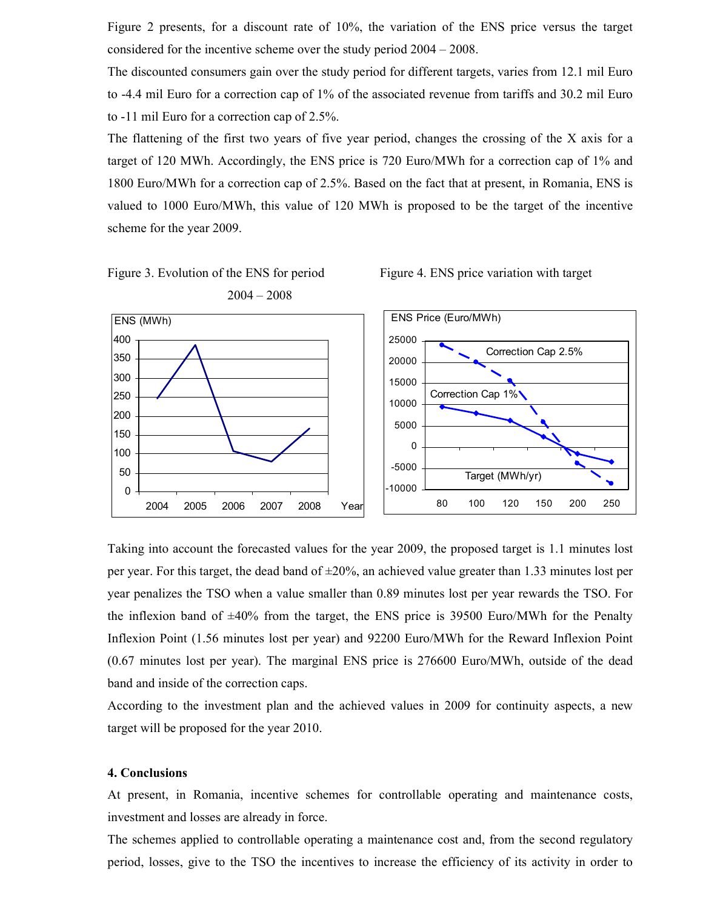Figure 2 presents, for a discount rate of 10%, the variation of the ENS price versus the target considered for the incentive scheme over the study period 2004 – 2008.

The discounted consumers gain over the study period for different targets, varies from 12.1 mil Euro to -4.4 mil Euro for a correction cap of 1% of the associated revenue from tariffs and 30.2 mil Euro to -11 mil Euro for a correction cap of 2.5%.

The flattening of the first two years of five year period, changes the crossing of the X axis for a target of 120 MWh. Accordingly, the ENS price is 720 Euro/MWh for a correction cap of 1% and 1800 Euro/MWh for a correction cap of 2.5%. Based on the fact that at present, in Romania, ENS is valued to 1000 Euro/MWh, this value of 120 MWh is proposed to be the target of the incentive scheme for the year 2009.

Figure 3. Evolution of the ENS for period 2004 – 2008

Figure 4. ENS price variation with target

Taking into account the forecasted values for the year 2009, the proposed target is 1.1 minutes lost per year. For this target, the dead band of ±20%, an achieved value greater than 1.33 minutes lost per year penalizes the TSO when a value smaller than 0.89 minutes lost per year rewards the TSO. For the inflexion band of ±40% from the target, the ENS price is 39500 Euro/MWh for the Penalty Inflexion Point (1.56 minutes lost per year) and 92200 Euro/MWh for the Reward Inflexion Point (0.67 minutes lost per year). The marginal ENS price is 276600 Euro/MWh, outside of the dead band and inside of the correction caps.

According to the investment plan and the achieved values in 2009 for continuity aspects, a new target will be proposed for the year 2010.

## 4. Conclusions

At present, in Romania, incentive schemes for controllable operating and maintenance costs, investment and losses are already in force.

The schemes applied to controllable operating a maintenance cost and, from the second regulatory period, losses, give to the TSO the incentives to increase the efficiency of its activity in order to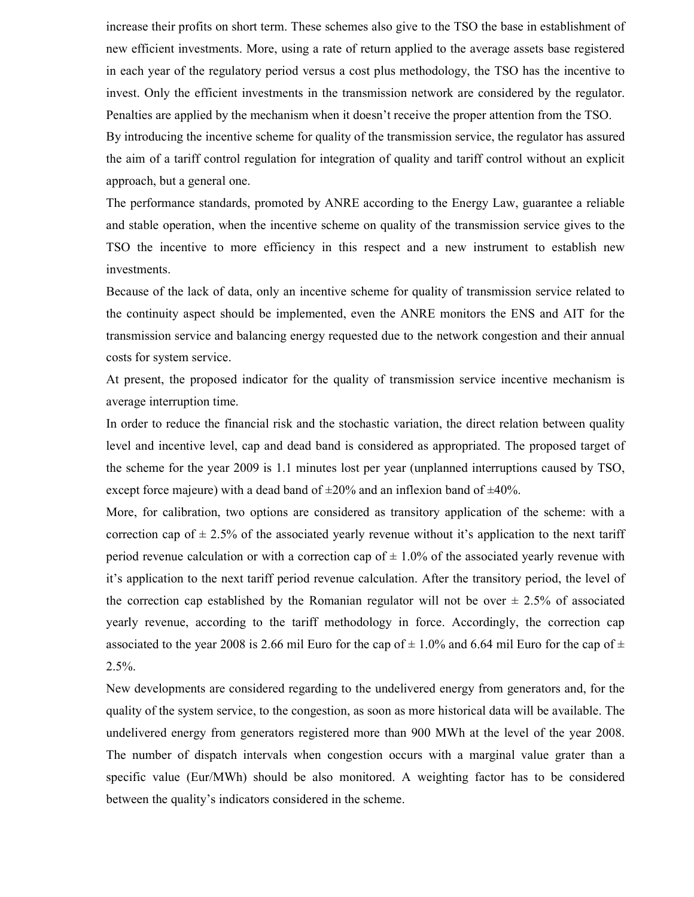increase their profits on short term. These schemes also give to the TSO the base in establishment of new efficient investments. More, using a rate of return applied to the average assets base registered in each year of the regulatory period versus a cost plus methodology, the TSO has the incentive to invest. Only the efficient investments in the transmission network are considered by the regulator. Penalties are applied by the mechanism when it doesn't receive the proper attention from the TSO.

By introducing the incentive scheme for quality of the transmission service, the regulator has assured the aim of a tariff control regulation for integration of quality and tariff control without an explicit approach, but a general one.

The performance standards, promoted by ANRE according to the Energy Law, guarantee a reliable and stable operation, when the incentive scheme on quality of the transmission service gives to the TSO the incentive to more efficiency in this respect and a new instrument to establish new investments.

Because of the lack of data, only an incentive scheme for quality of transmission service related to the continuity aspect should be implemented, even the ANRE monitors the ENS and AIT for the transmission service and balancing energy requested due to the network congestion and their annual costs for system service.

At present, the proposed indicator for the quality of transmission service incentive mechanism is average interruption time.

In order to reduce the financial risk and the stochastic variation, the direct relation between quality level and incentive level, cap and dead band is considered as appropriated. The proposed target of the scheme for the year 2009 is 1.1 minutes lost per year (unplanned interruptions caused by TSO, except force majeure) with a dead band of ±20% and an inflexion band of ±40%.

More, for calibration, two options are considered as transitory application of the scheme: with a correction cap of ± 2.5% of the associated yearly revenue without it's application to the next tariff period revenue calculation or with a correction cap of ± 1.0% of the associated yearly revenue with it's application to the next tariff period revenue calculation. After the transitory period, the level of the correction cap established by the Romanian regulator will not be over ± 2.5% of associated yearly revenue, according to the tariff methodology in force. Accordingly, the correction cap associated to the year 2008 is 2.66 mil Euro for the cap of ± 1.0% and 6.64 mil Euro for the cap of ± 2.5%.

New developments are considered regarding to the undelivered energy from generators and, for the quality of the system service, to the congestion, as soon as more historical data will be available. The undelivered energy from generators registered more than 900 MWh at the level of the year 2008. The number of dispatch intervals when congestion occurs with a marginal value grater than a specific value (Eur/MWh) should be also monitored. A weighting factor has to be considered between the quality's indicators considered in the scheme.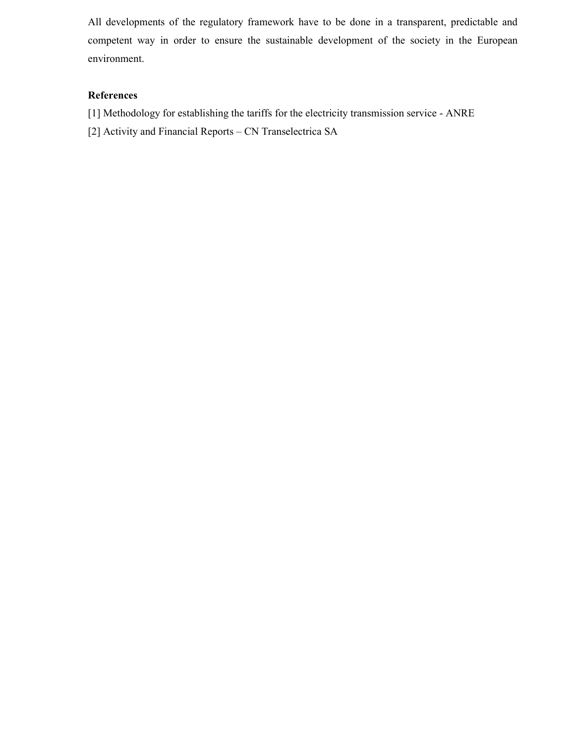All developments of the regulatory framework have to be done in a transparent, predictable and competent way in order to ensure the sustainable development of the society in the European environment.

**References**

[1] Methodology for establishing the tariffs for the electricity transmission service - ANRE

[2] Activity and Financial Reports – CN Transelectrica SA